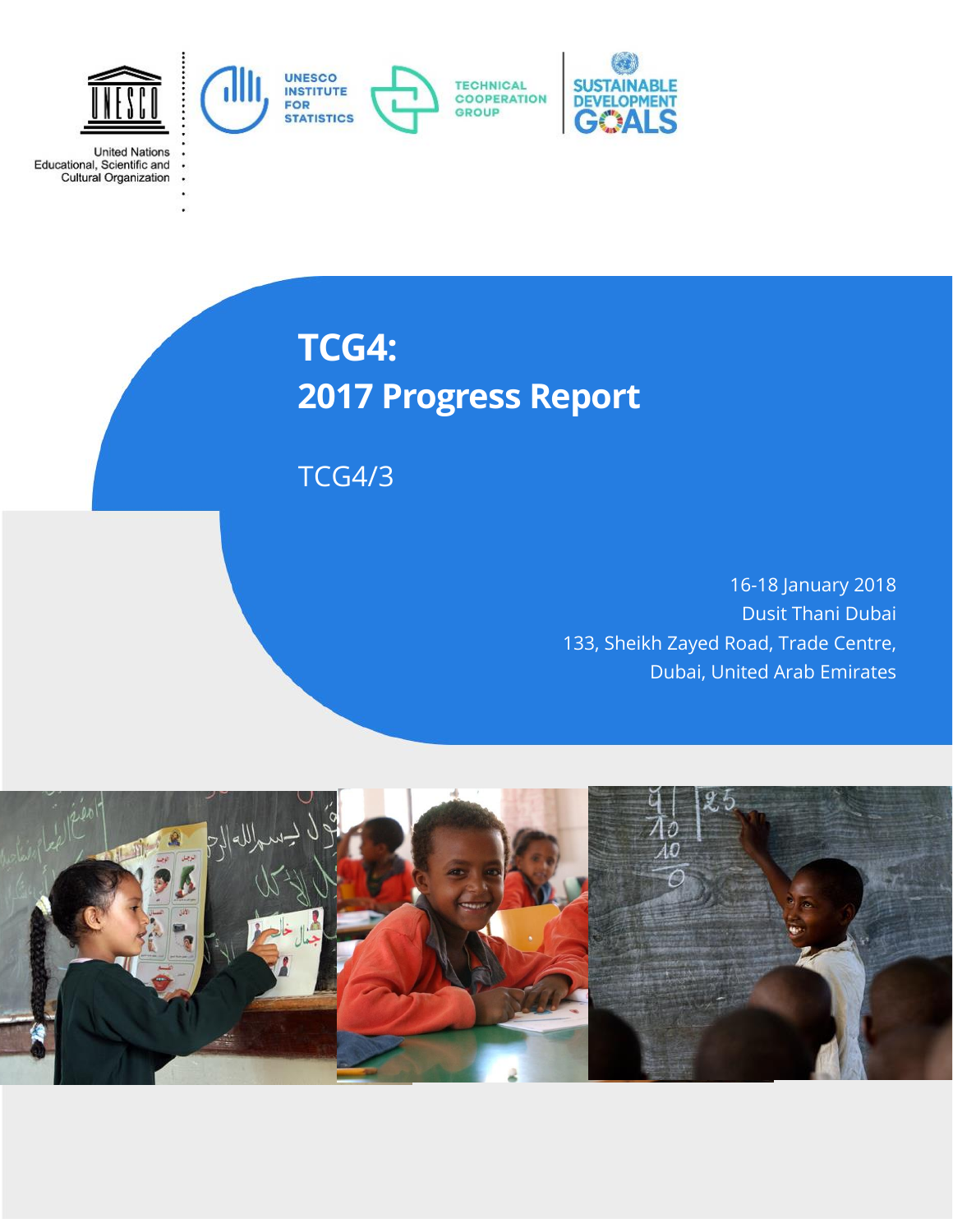United Nations Educational, Scientific and Cultural Organization

UNESCO INSTITUTE FOR STATISTICS

TECHNICAL COOPERATION GROUP

SUSTAINABLE DEVELOPMENT GOALS

# TCG4: 2017 Progress Report

TCG4/3

16-18 January 2018
Dusit Thani Dubai
133, Sheikh Zayed Road, Trade Centre,
Dubai, United Arab Emirates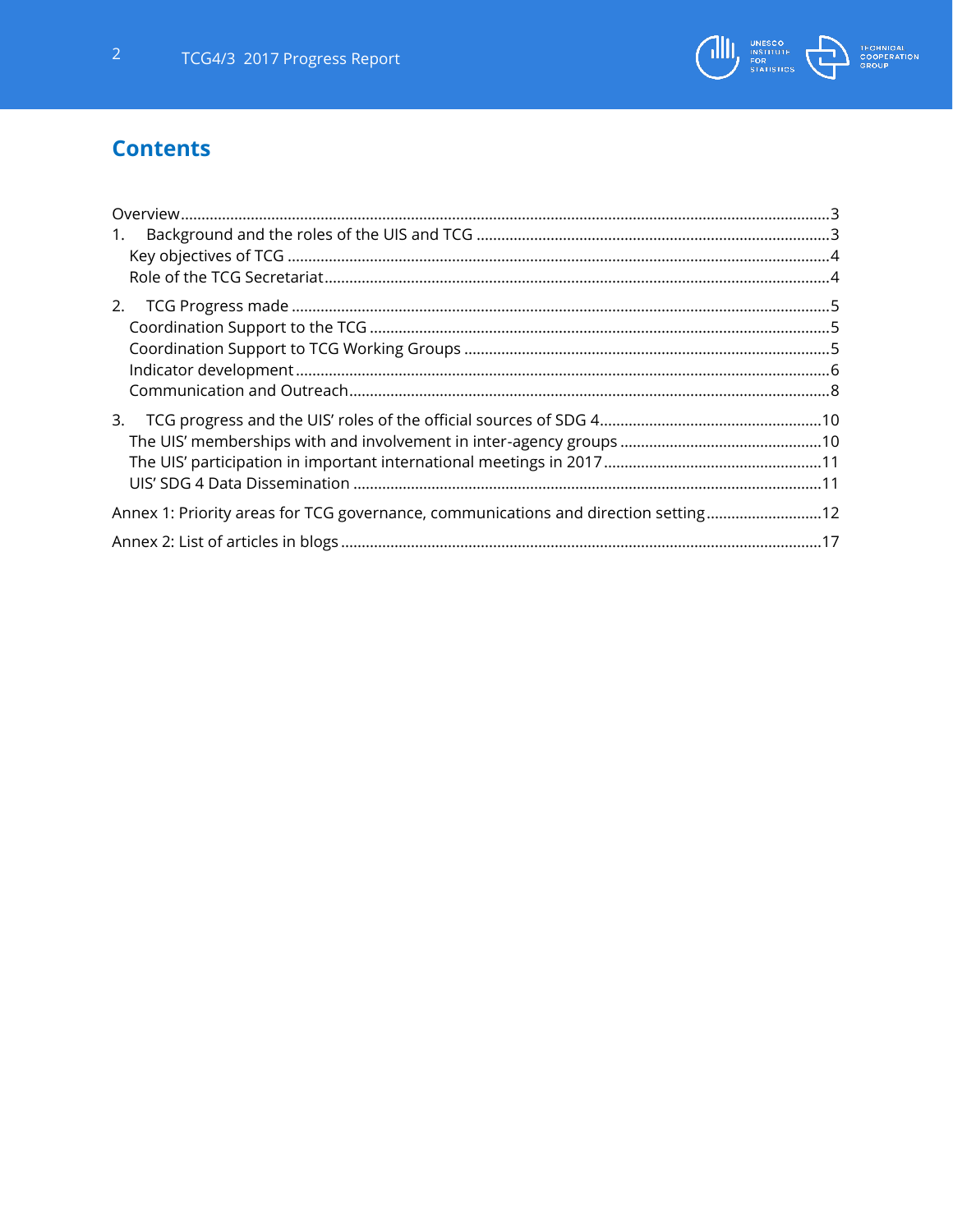# Contents

Overview ..... 3

1. Background and the roles of the UIS and TCG ..... 3
   - Key objectives of TCG ..... 4
   - Role of the TCG Secretariat ..... 4
2. TCG Progress made ..... 5
   - Coordination Support to the TCG ..... 5
   - Coordination Support to TCG Working Groups ..... 5
   - Indicator development ..... 6
   - Communication and Outreach ..... 8
3. TCG progress and the UIS' roles of the official sources of SDG 4 ..... 10
   - The UIS' memberships with and involvement in inter-agency groups ..... 10
   - The UIS' participation in important international meetings in 2017 ..... 11
   - UIS' SDG 4 Data Dissemination ..... 11

Annex 1: Priority areas for TCG governance, communications and direction setting ..... 12

Annex 2: List of articles in blogs ..... 17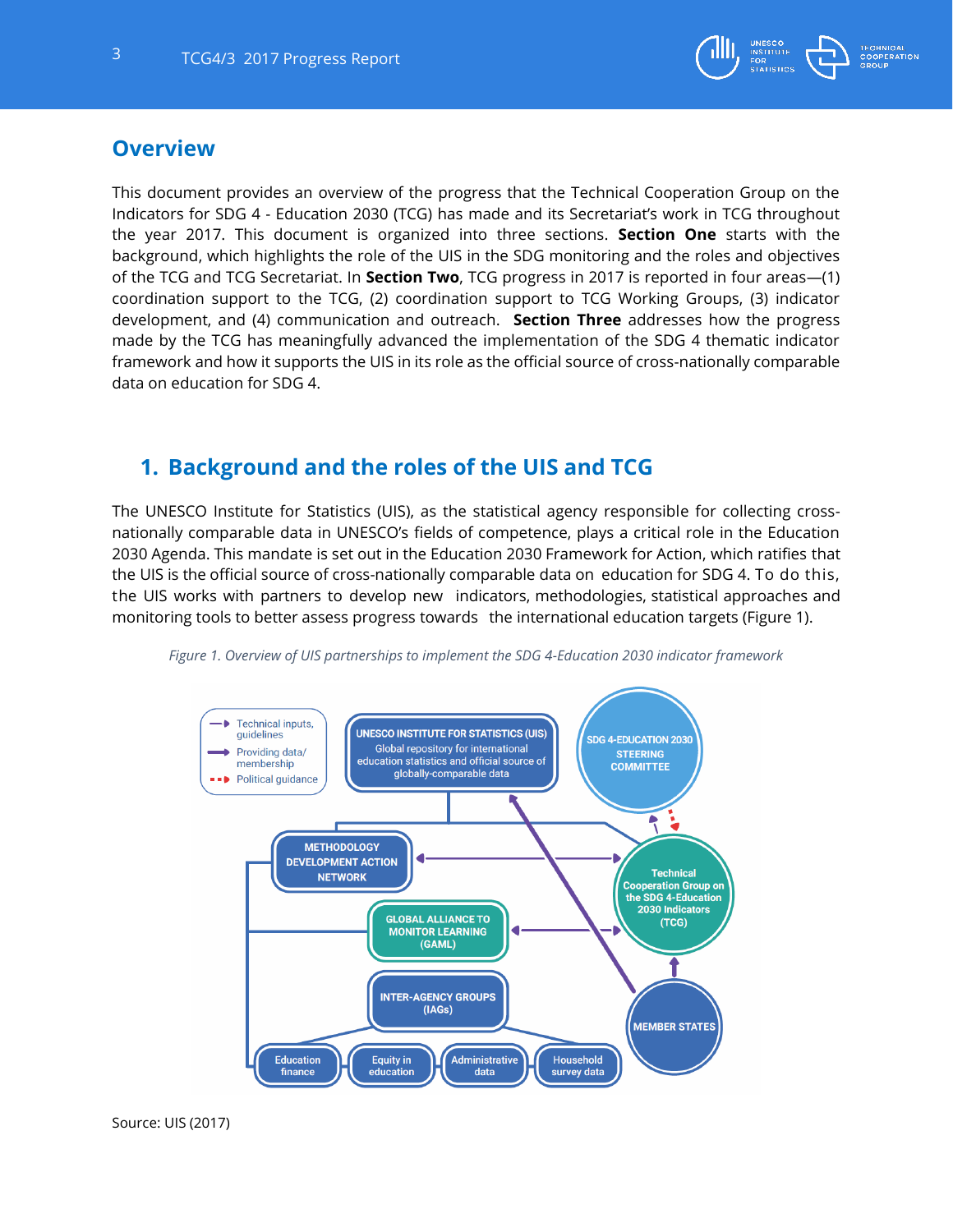## Overview

This document provides an overview of the progress that the Technical Cooperation Group on the Indicators for SDG 4 - Education 2030 (TCG) has made and its Secretariat's work in TCG throughout the year 2017. This document is organized into three sections. **Section One** starts with the background, which highlights the role of the UIS in the SDG monitoring and the roles and objectives of the TCG and TCG Secretariat. In **Section Two**, TCG progress in 2017 is reported in four areas—(1) coordination support to the TCG, (2) coordination support to TCG Working Groups, (3) indicator development, and (4) communication and outreach. **Section Three** addresses how the progress made by the TCG has meaningfully advanced the implementation of the SDG 4 thematic indicator framework and how it supports the UIS in its role as the official source of cross-nationally comparable data on education for SDG 4.

## 1. Background and the roles of the UIS and TCG

The UNESCO Institute for Statistics (UIS), as the statistical agency responsible for collecting cross-nationally comparable data in UNESCO's fields of competence, plays a critical role in the Education 2030 Agenda. This mandate is set out in the Education 2030 Framework for Action, which ratifies that the UIS is the official source of cross-nationally comparable data on education for SDG 4. To do this, the UIS works with partners to develop new indicators, methodologies, statistical approaches and monitoring tools to better assess progress towards the international education targets (Figure 1).

*Figure 1. Overview of UIS partnerships to implement the SDG 4-Education 2030 indicator framework*

Source: UIS (2017)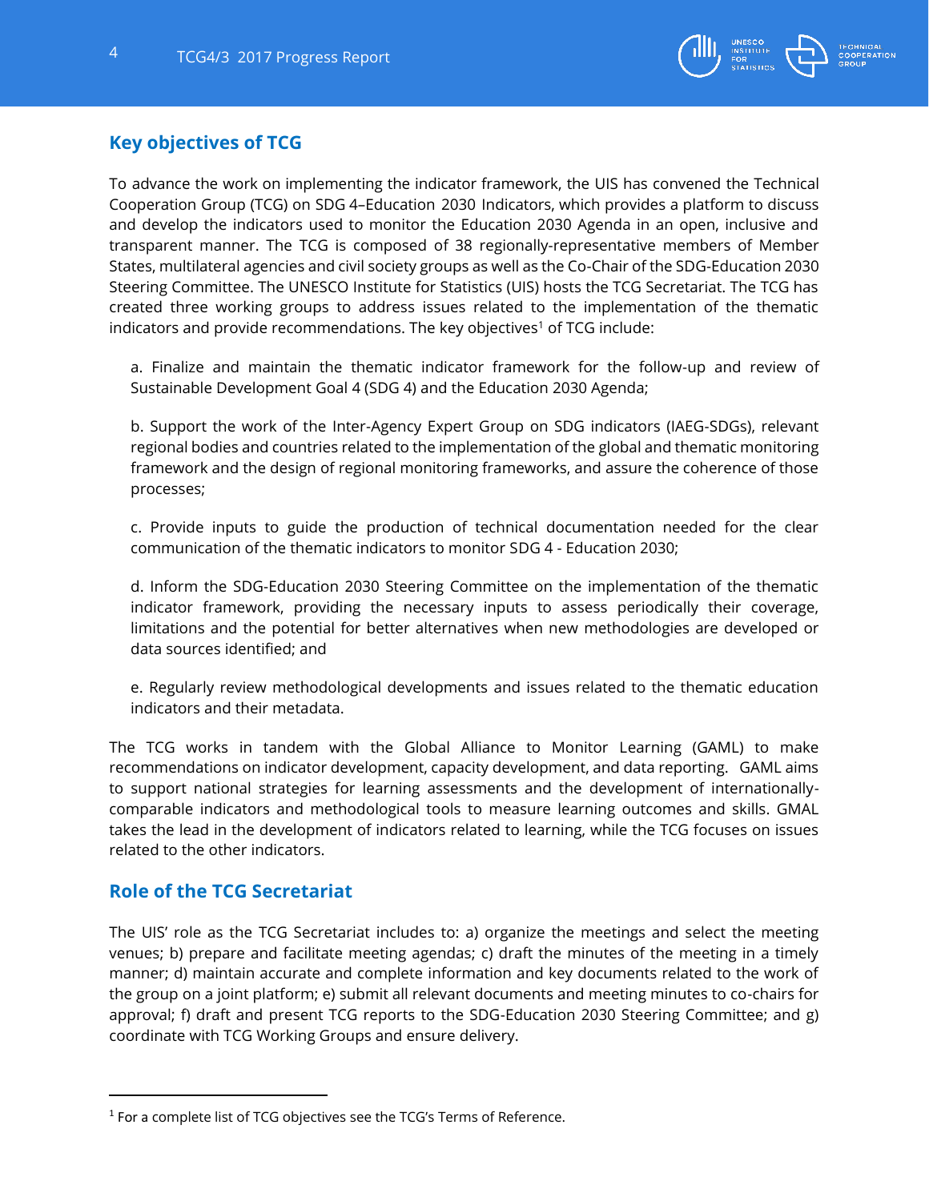## Key objectives of TCG

To advance the work on implementing the indicator framework, the UIS has convened the Technical Cooperation Group (TCG) on SDG 4–Education 2030 Indicators, which provides a platform to discuss and develop the indicators used to monitor the Education 2030 Agenda in an open, inclusive and transparent manner. The TCG is composed of 38 regionally-representative members of Member States, multilateral agencies and civil society groups as well as the Co-Chair of the SDG-Education 2030 Steering Committee. The UNESCO Institute for Statistics (UIS) hosts the TCG Secretariat. The TCG has created three working groups to address issues related to the implementation of the thematic indicators and provide recommendations. The key objectives[1] of TCG include:

a. Finalize and maintain the thematic indicator framework for the follow-up and review of Sustainable Development Goal 4 (SDG 4) and the Education 2030 Agenda;

b. Support the work of the Inter-Agency Expert Group on SDG indicators (IAEG-SDGs), relevant regional bodies and countries related to the implementation of the global and thematic monitoring framework and the design of regional monitoring frameworks, and assure the coherence of those processes;

c. Provide inputs to guide the production of technical documentation needed for the clear communication of the thematic indicators to monitor SDG 4 - Education 2030;

d. Inform the SDG-Education 2030 Steering Committee on the implementation of the thematic indicator framework, providing the necessary inputs to assess periodically their coverage, limitations and the potential for better alternatives when new methodologies are developed or data sources identified; and

e. Regularly review methodological developments and issues related to the thematic education indicators and their metadata.

The TCG works in tandem with the Global Alliance to Monitor Learning (GAML) to make recommendations on indicator development, capacity development, and data reporting. GAML aims to support national strategies for learning assessments and the development of internationally-comparable indicators and methodological tools to measure learning outcomes and skills. GMAL takes the lead in the development of indicators related to learning, while the TCG focuses on issues related to the other indicators.

## Role of the TCG Secretariat

The UIS' role as the TCG Secretariat includes to: a) organize the meetings and select the meeting venues; b) prepare and facilitate meeting agendas; c) draft the minutes of the meeting in a timely manner; d) maintain accurate and complete information and key documents related to the work of the group on a joint platform; e) submit all relevant documents and meeting minutes to co-chairs for approval; f) draft and present TCG reports to the SDG-Education 2030 Steering Committee; and g) coordinate with TCG Working Groups and ensure delivery.

---

[1] For a complete list of TCG objectives see the TCG's Terms of Reference.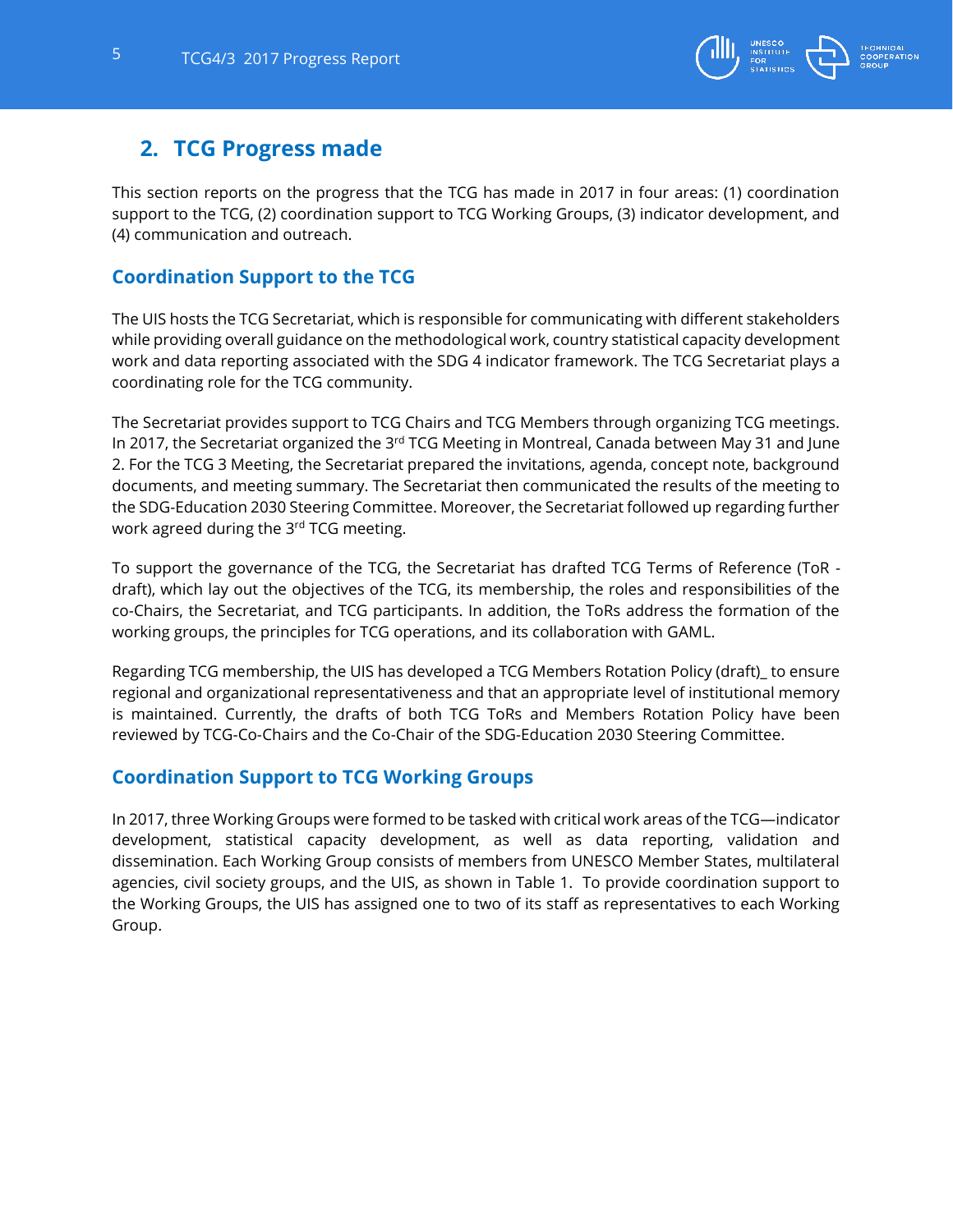## 2. TCG Progress made

This section reports on the progress that the TCG has made in 2017 in four areas: (1) coordination support to the TCG, (2) coordination support to TCG Working Groups, (3) indicator development, and (4) communication and outreach.

### Coordination Support to the TCG

The UIS hosts the TCG Secretariat, which is responsible for communicating with different stakeholders while providing overall guidance on the methodological work, country statistical capacity development work and data reporting associated with the SDG 4 indicator framework. The TCG Secretariat plays a coordinating role for the TCG community.

The Secretariat provides support to TCG Chairs and TCG Members through organizing TCG meetings. In 2017, the Secretariat organized the 3rd TCG Meeting in Montreal, Canada between May 31 and June 2. For the TCG 3 Meeting, the Secretariat prepared the invitations, agenda, concept note, background documents, and meeting summary. The Secretariat then communicated the results of the meeting to the SDG-Education 2030 Steering Committee. Moreover, the Secretariat followed up regarding further work agreed during the 3rd TCG meeting.

To support the governance of the TCG, the Secretariat has drafted TCG Terms of Reference (ToR - draft), which lay out the objectives of the TCG, its membership, the roles and responsibilities of the co-Chairs, the Secretariat, and TCG participants. In addition, the ToRs address the formation of the working groups, the principles for TCG operations, and its collaboration with GAML.

Regarding TCG membership, the UIS has developed a TCG Members Rotation Policy (draft)_ to ensure regional and organizational representativeness and that an appropriate level of institutional memory is maintained. Currently, the drafts of both TCG ToRs and Members Rotation Policy have been reviewed by TCG-Co-Chairs and the Co-Chair of the SDG-Education 2030 Steering Committee.

### Coordination Support to TCG Working Groups

In 2017, three Working Groups were formed to be tasked with critical work areas of the TCG—indicator development, statistical capacity development, as well as data reporting, validation and dissemination. Each Working Group consists of members from UNESCO Member States, multilateral agencies, civil society groups, and the UIS, as shown in Table 1. To provide coordination support to the Working Groups, the UIS has assigned one to two of its staff as representatives to each Working Group.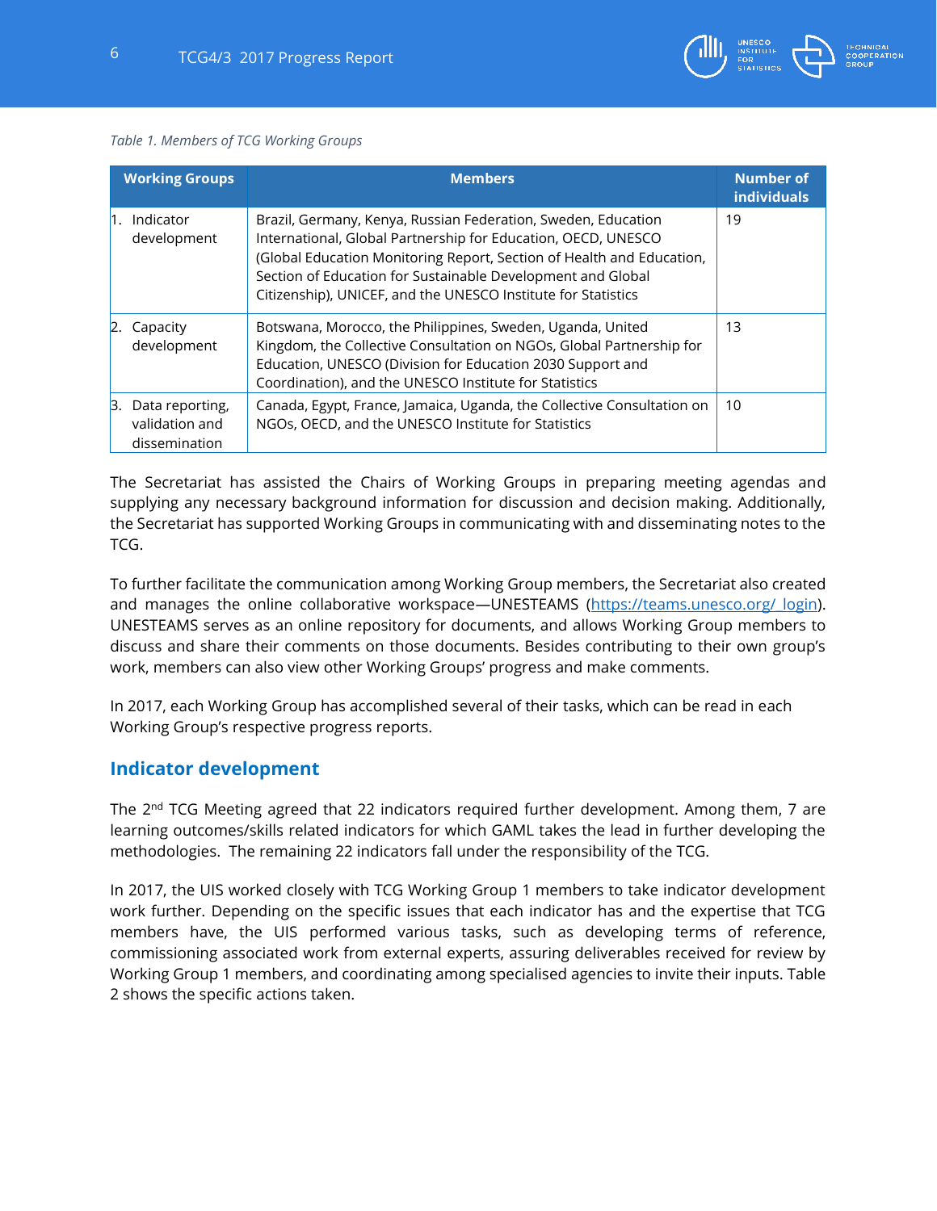*Table 1. Members of TCG Working Groups*

| Working Groups | Members | Number of individuals |
|---|---|---|
| 1. Indicator development | Brazil, Germany, Kenya, Russian Federation, Sweden, Education International, Global Partnership for Education, OECD, UNESCO (Global Education Monitoring Report, Section of Health and Education, Section of Education for Sustainable Development and Global Citizenship), UNICEF, and the UNESCO Institute for Statistics | 19 |
| 2. Capacity development | Botswana, Morocco, the Philippines, Sweden, Uganda, United Kingdom, the Collective Consultation on NGOs, Global Partnership for Education, UNESCO (Division for Education 2030 Support and Coordination), and the UNESCO Institute for Statistics | 13 |
| 3. Data reporting, validation and dissemination | Canada, Egypt, France, Jamaica, Uganda, the Collective Consultation on NGOs, OECD, and the UNESCO Institute for Statistics | 10 |

The Secretariat has assisted the Chairs of Working Groups in preparing meeting agendas and supplying any necessary background information for discussion and decision making. Additionally, the Secretariat has supported Working Groups in communicating with and disseminating notes to the TCG.

To further facilitate the communication among Working Group members, the Secretariat also created and manages the online collaborative workspace—UNESTEAMS (https://teams.unesco.org/_login). UNESTEAMS serves as an online repository for documents, and allows Working Group members to discuss and share their comments on those documents. Besides contributing to their own group's work, members can also view other Working Groups' progress and make comments.

In 2017, each Working Group has accomplished several of their tasks, which can be read in each Working Group's respective progress reports.

## Indicator development

The 2nd TCG Meeting agreed that 22 indicators required further development. Among them, 7 are learning outcomes/skills related indicators for which GAML takes the lead in further developing the methodologies. The remaining 22 indicators fall under the responsibility of the TCG.

In 2017, the UIS worked closely with TCG Working Group 1 members to take indicator development work further. Depending on the specific issues that each indicator has and the expertise that TCG members have, the UIS performed various tasks, such as developing terms of reference, commissioning associated work from external experts, assuring deliverables received for review by Working Group 1 members, and coordinating among specialised agencies to invite their inputs. Table 2 shows the specific actions taken.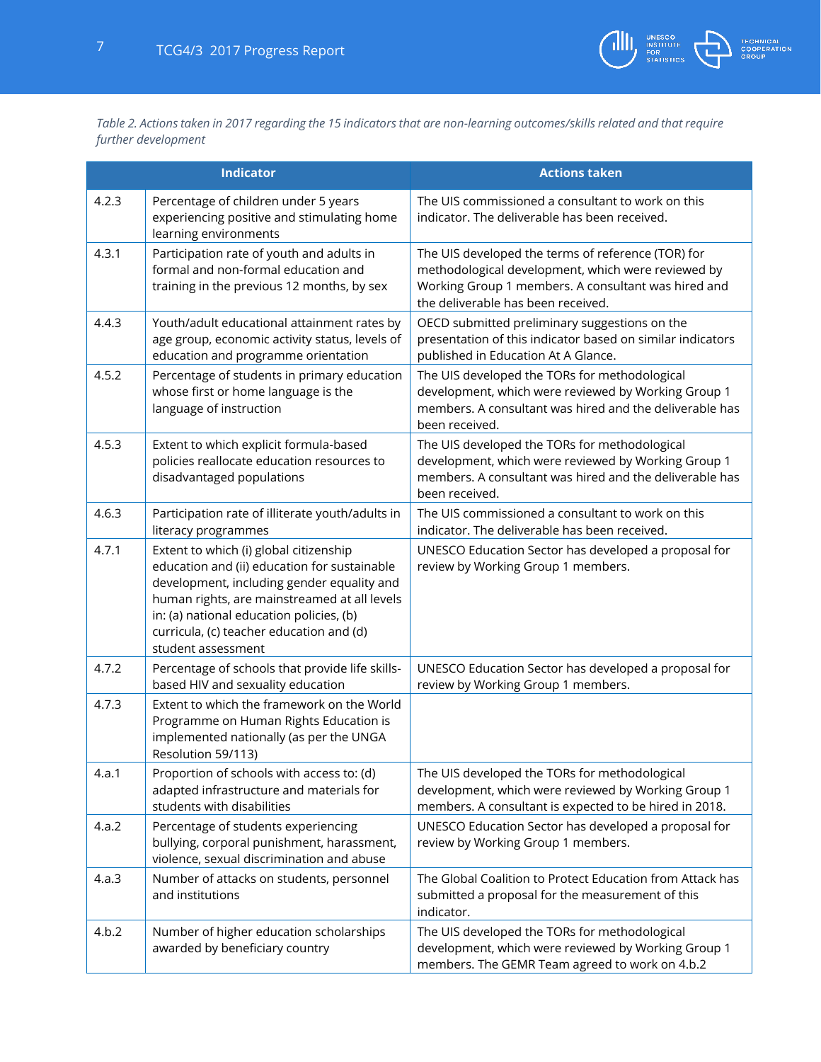*Table 2. Actions taken in 2017 regarding the 15 indicators that are non-learning outcomes/skills related and that require further development*

| Indicator | | Actions taken |
|---|---|---|
| 4.2.3 | Percentage of children under 5 years experiencing positive and stimulating home learning environments | The UIS commissioned a consultant to work on this indicator. The deliverable has been received. |
| 4.3.1 | Participation rate of youth and adults in formal and non-formal education and training in the previous 12 months, by sex | The UIS developed the terms of reference (TOR) for methodological development, which were reviewed by Working Group 1 members. A consultant was hired and the deliverable has been received. |
| 4.4.3 | Youth/adult educational attainment rates by age group, economic activity status, levels of education and programme orientation | OECD submitted preliminary suggestions on the presentation of this indicator based on similar indicators published in Education At A Glance. |
| 4.5.2 | Percentage of students in primary education whose first or home language is the language of instruction | The UIS developed the TORs for methodological development, which were reviewed by Working Group 1 members. A consultant was hired and the deliverable has been received. |
| 4.5.3 | Extent to which explicit formula-based policies reallocate education resources to disadvantaged populations | The UIS developed the TORs for methodological development, which were reviewed by Working Group 1 members. A consultant was hired and the deliverable has been received. |
| 4.6.3 | Participation rate of illiterate youth/adults in literacy programmes | The UIS commissioned a consultant to work on this indicator. The deliverable has been received. |
| 4.7.1 | Extent to which (i) global citizenship education and (ii) education for sustainable development, including gender equality and human rights, are mainstreamed at all levels in: (a) national education policies, (b) curricula, (c) teacher education and (d) student assessment | UNESCO Education Sector has developed a proposal for review by Working Group 1 members. |
| 4.7.2 | Percentage of schools that provide life skills-based HIV and sexuality education | UNESCO Education Sector has developed a proposal for review by Working Group 1 members. |
| 4.7.3 | Extent to which the framework on the World Programme on Human Rights Education is implemented nationally (as per the UNGA Resolution 59/113) | |
| 4.a.1 | Proportion of schools with access to: (d) adapted infrastructure and materials for students with disabilities | The UIS developed the TORs for methodological development, which were reviewed by Working Group 1 members. A consultant is expected to be hired in 2018. |
| 4.a.2 | Percentage of students experiencing bullying, corporal punishment, harassment, violence, sexual discrimination and abuse | UNESCO Education Sector has developed a proposal for review by Working Group 1 members. |
| 4.a.3 | Number of attacks on students, personnel and institutions | The Global Coalition to Protect Education from Attack has submitted a proposal for the measurement of this indicator. |
| 4.b.2 | Number of higher education scholarships awarded by beneficiary country | The UIS developed the TORs for methodological development, which were reviewed by Working Group 1 members. The GEMR Team agreed to work on 4.b.2 |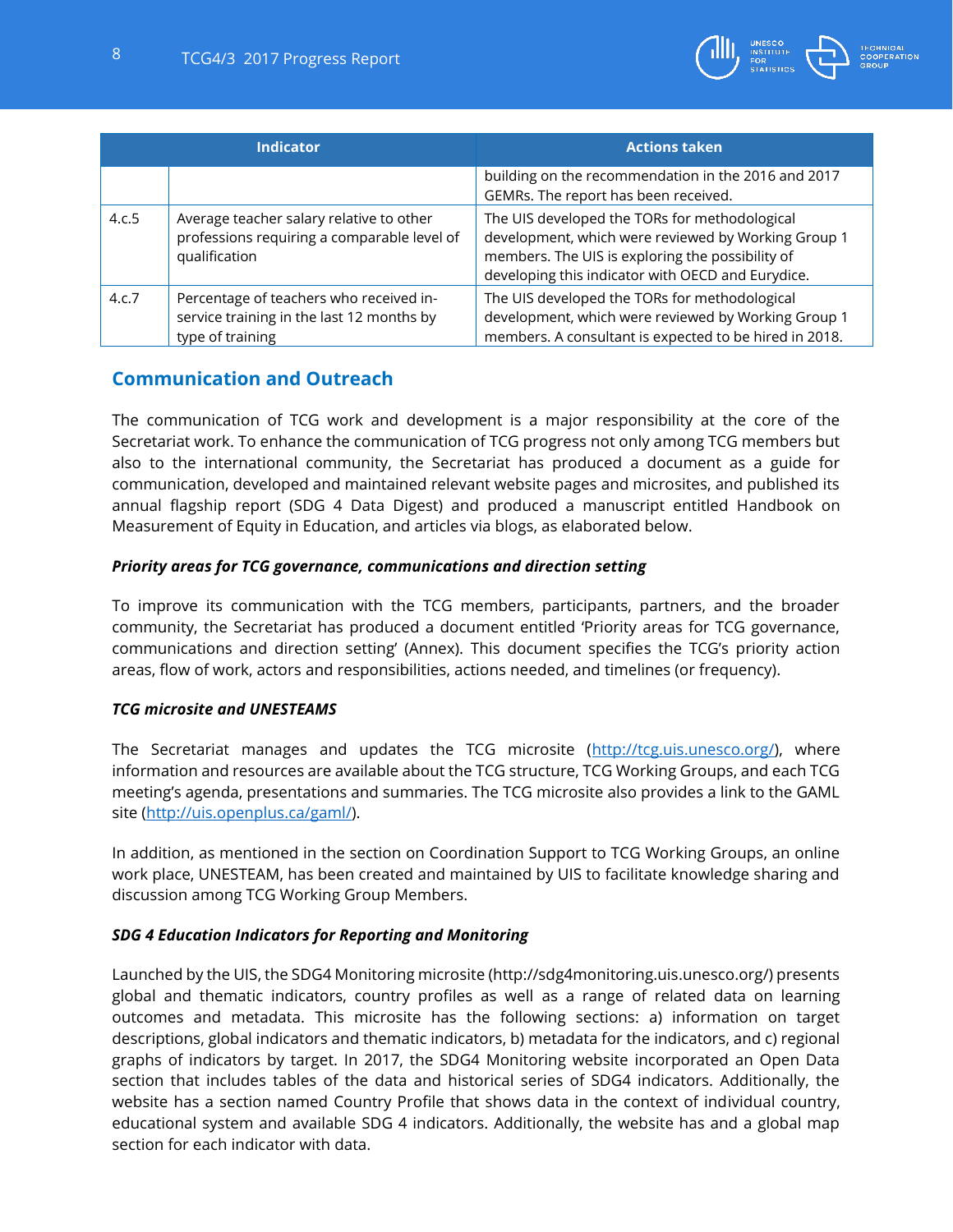| Indicator | | Actions taken |
|---|---|---|
| | | building on the recommendation in the 2016 and 2017 GEMRs. The report has been received. |
| 4.c.5 | Average teacher salary relative to other professions requiring a comparable level of qualification | The UIS developed the TORs for methodological development, which were reviewed by Working Group 1 members. The UIS is exploring the possibility of developing this indicator with OECD and Eurydice. |
| 4.c.7 | Percentage of teachers who received in-service training in the last 12 months by type of training | The UIS developed the TORs for methodological development, which were reviewed by Working Group 1 members. A consultant is expected to be hired in 2018. |

## Communication and Outreach

The communication of TCG work and development is a major responsibility at the core of the Secretariat work. To enhance the communication of TCG progress not only among TCG members but also to the international community, the Secretariat has produced a document as a guide for communication, developed and maintained relevant website pages and microsites, and published its annual flagship report (SDG 4 Data Digest) and produced a manuscript entitled Handbook on Measurement of Equity in Education, and articles via blogs, as elaborated below.

#### *Priority areas for TCG governance, communications and direction setting*

To improve its communication with the TCG members, participants, partners, and the broader community, the Secretariat has produced a document entitled 'Priority areas for TCG governance, communications and direction setting' (Annex). This document specifies the TCG's priority action areas, flow of work, actors and responsibilities, actions needed, and timelines (or frequency).

#### *TCG microsite and UNESTEAMS*

The Secretariat manages and updates the TCG microsite (http://tcg.uis.unesco.org/), where information and resources are available about the TCG structure, TCG Working Groups, and each TCG meeting's agenda, presentations and summaries. The TCG microsite also provides a link to the GAML site (http://uis.openplus.ca/gaml/).

In addition, as mentioned in the section on Coordination Support to TCG Working Groups, an online work place, UNESTEAM, has been created and maintained by UIS to facilitate knowledge sharing and discussion among TCG Working Group Members.

#### *SDG 4 Education Indicators for Reporting and Monitoring*

Launched by the UIS, the SDG4 Monitoring microsite (http://sdg4monitoring.uis.unesco.org/) presents global and thematic indicators, country profiles as well as a range of related data on learning outcomes and metadata. This microsite has the following sections: a) information on target descriptions, global indicators and thematic indicators, b) metadata for the indicators, and c) regional graphs of indicators by target. In 2017, the SDG4 Monitoring website incorporated an Open Data section that includes tables of the data and historical series of SDG4 indicators. Additionally, the website has a section named Country Profile that shows data in the context of individual country, educational system and available SDG 4 indicators. Additionally, the website has and a global map section for each indicator with data.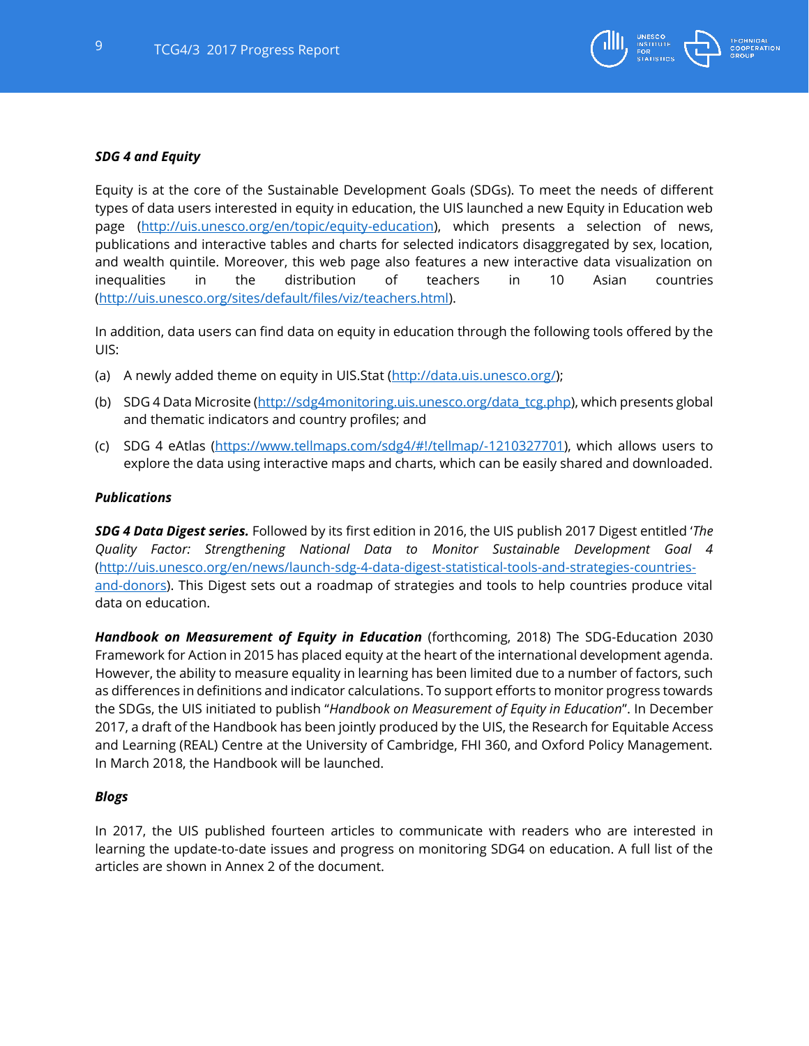***SDG 4 and Equity***

Equity is at the core of the Sustainable Development Goals (SDGs). To meet the needs of different types of data users interested in equity in education, the UIS launched a new Equity in Education web page (http://uis.unesco.org/en/topic/equity-education), which presents a selection of news, publications and interactive tables and charts for selected indicators disaggregated by sex, location, and wealth quintile. Moreover, this web page also features a new interactive data visualization on inequalities in the distribution of teachers in 10 Asian countries (http://uis.unesco.org/sites/default/files/viz/teachers.html).

In addition, data users can find data on equity in education through the following tools offered by the UIS:

(a) A newly added theme on equity in UIS.Stat (http://data.uis.unesco.org/);

(b) SDG 4 Data Microsite (http://sdg4monitoring.uis.unesco.org/data_tcg.php), which presents global and thematic indicators and country profiles; and

(c) SDG 4 eAtlas (https://www.tellmaps.com/sdg4/#!/tellmap/-1210327701), which allows users to explore the data using interactive maps and charts, which can be easily shared and downloaded.

***Publications***

***SDG 4 Data Digest series.*** Followed by its first edition in 2016, the UIS publish 2017 Digest entitled '*The Quality Factor: Strengthening National Data to Monitor Sustainable Development Goal 4* (http://uis.unesco.org/en/news/launch-sdg-4-data-digest-statistical-tools-and-strategies-countries-and-donors). This Digest sets out a roadmap of strategies and tools to help countries produce vital data on education.

***Handbook on Measurement of Equity in Education*** (forthcoming, 2018) The SDG-Education 2030 Framework for Action in 2015 has placed equity at the heart of the international development agenda. However, the ability to measure equality in learning has been limited due to a number of factors, such as differences in definitions and indicator calculations. To support efforts to monitor progress towards the SDGs, the UIS initiated to publish "*Handbook on Measurement of Equity in Education*". In December 2017, a draft of the Handbook has been jointly produced by the UIS, the Research for Equitable Access and Learning (REAL) Centre at the University of Cambridge, FHI 360, and Oxford Policy Management. In March 2018, the Handbook will be launched.

***Blogs***

In 2017, the UIS published fourteen articles to communicate with readers who are interested in learning the update-to-date issues and progress on monitoring SDG4 on education. A full list of the articles are shown in Annex 2 of the document.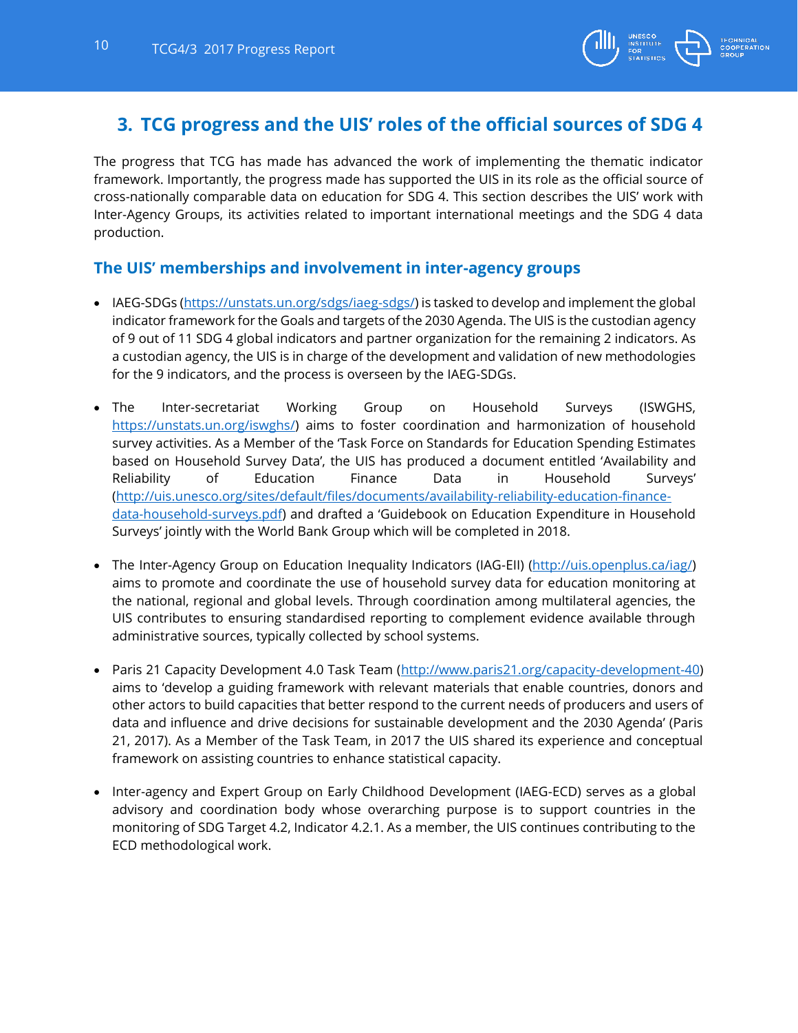## 3. TCG progress and the UIS' roles of the official sources of SDG 4

The progress that TCG has made has advanced the work of implementing the thematic indicator framework. Importantly, the progress made has supported the UIS in its role as the official source of cross-nationally comparable data on education for SDG 4. This section describes the UIS' work with Inter-Agency Groups, its activities related to important international meetings and the SDG 4 data production.

### The UIS' memberships and involvement in inter-agency groups

- IAEG-SDGs (https://unstats.un.org/sdgs/iaeg-sdgs/) is tasked to develop and implement the global indicator framework for the Goals and targets of the 2030 Agenda. The UIS is the custodian agency of 9 out of 11 SDG 4 global indicators and partner organization for the remaining 2 indicators. As a custodian agency, the UIS is in charge of the development and validation of new methodologies for the 9 indicators, and the process is overseen by the IAEG-SDGs.

- The Inter-secretariat Working Group on Household Surveys (ISWGHS, https://unstats.un.org/iswghs/) aims to foster coordination and harmonization of household survey activities. As a Member of the 'Task Force on Standards for Education Spending Estimates based on Household Survey Data', the UIS has produced a document entitled 'Availability and Reliability of Education Finance Data in Household Surveys' (http://uis.unesco.org/sites/default/files/documents/availability-reliability-education-finance-data-household-surveys.pdf) and drafted a 'Guidebook on Education Expenditure in Household Surveys' jointly with the World Bank Group which will be completed in 2018.

- The Inter-Agency Group on Education Inequality Indicators (IAG-EII) (http://uis.openplus.ca/iag/) aims to promote and coordinate the use of household survey data for education monitoring at the national, regional and global levels. Through coordination among multilateral agencies, the UIS contributes to ensuring standardised reporting to complement evidence available through administrative sources, typically collected by school systems.

- Paris 21 Capacity Development 4.0 Task Team (http://www.paris21.org/capacity-development-40) aims to 'develop a guiding framework with relevant materials that enable countries, donors and other actors to build capacities that better respond to the current needs of producers and users of data and influence and drive decisions for sustainable development and the 2030 Agenda' (Paris 21, 2017). As a Member of the Task Team, in 2017 the UIS shared its experience and conceptual framework on assisting countries to enhance statistical capacity.

- Inter-agency and Expert Group on Early Childhood Development (IAEG-ECD) serves as a global advisory and coordination body whose overarching purpose is to support countries in the monitoring of SDG Target 4.2, Indicator 4.2.1. As a member, the UIS continues contributing to the ECD methodological work.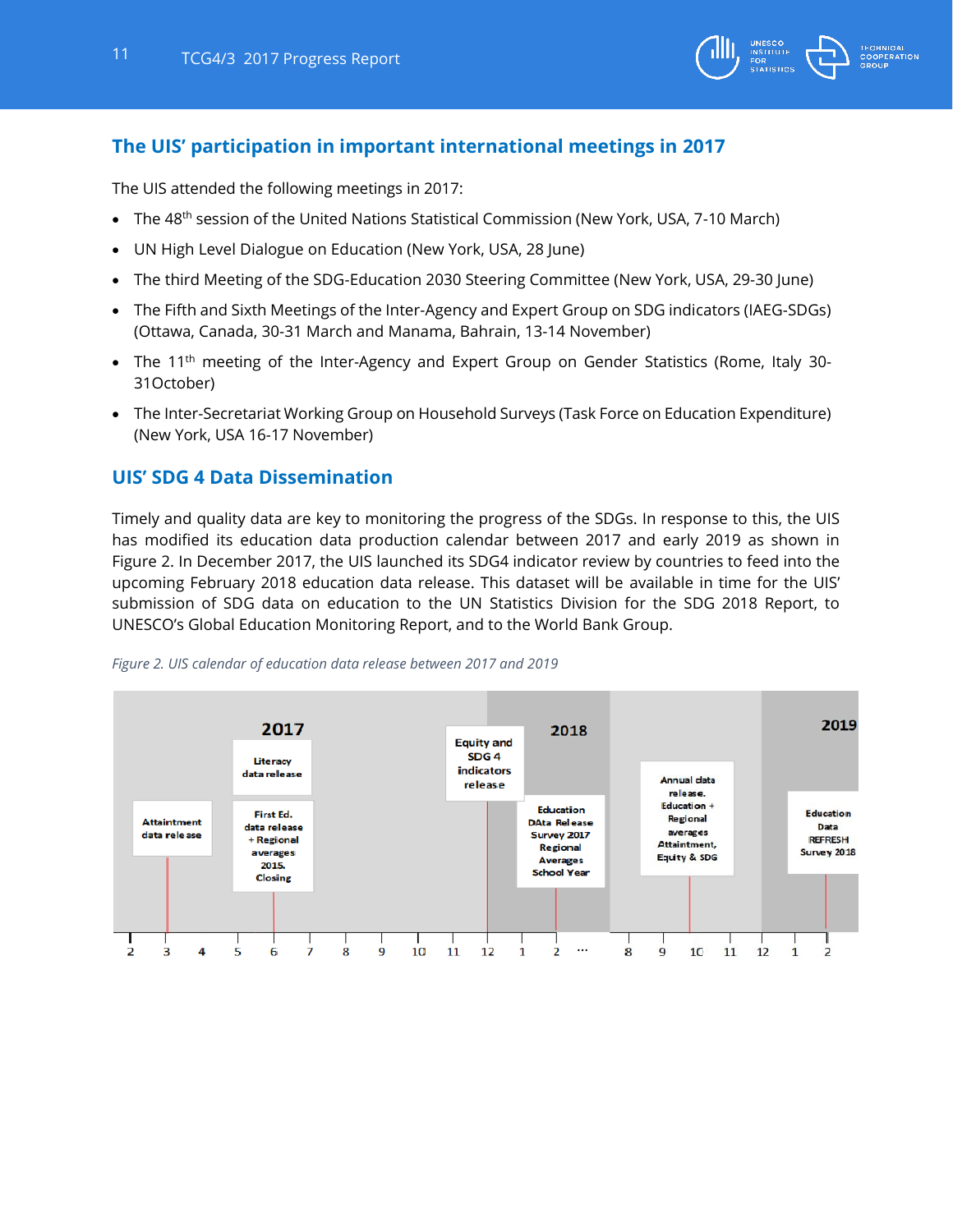## The UIS' participation in important international meetings in 2017

The UIS attended the following meetings in 2017:

- The 48th session of the United Nations Statistical Commission (New York, USA, 7-10 March)
- UN High Level Dialogue on Education (New York, USA, 28 June)
- The third Meeting of the SDG-Education 2030 Steering Committee (New York, USA, 29-30 June)
- The Fifth and Sixth Meetings of the Inter-Agency and Expert Group on SDG indicators (IAEG-SDGs) (Ottawa, Canada, 30-31 March and Manama, Bahrain, 13-14 November)
- The 11th meeting of the Inter-Agency and Expert Group on Gender Statistics (Rome, Italy 30-31October)
- The Inter-Secretariat Working Group on Household Surveys (Task Force on Education Expenditure) (New York, USA 16-17 November)

## UIS' SDG 4 Data Dissemination

Timely and quality data are key to monitoring the progress of the SDGs. In response to this, the UIS has modified its education data production calendar between 2017 and early 2019 as shown in Figure 2. In December 2017, the UIS launched its SDG4 indicator review by countries to feed into the upcoming February 2018 education data release. This dataset will be available in time for the UIS' submission of SDG data on education to the UN Statistics Division for the SDG 2018 Report, to UNESCO's Global Education Monitoring Report, and to the World Bank Group.

*Figure 2. UIS calendar of education data release between 2017 and 2019*

| Year | Month | Release |
|---|---|---|
| 2017 | 3 | Attaintment data release |
| 2017 | 6 | Literacy data release |
| 2017 | 6 | First Ed. data release + Regional averages 2015. Closing |
| 2017 | 12 | Equity and SDG 4 indicators release |
| 2018 | 2 | Education DAta Release Survey 2017 Regional Averages School Year |
| 2018 | 10 | Annual data release. Education + Regional averages Attaintment, Equity & SDG |
| 2019 | 2 | Education Data REFRESH Survey 2018 |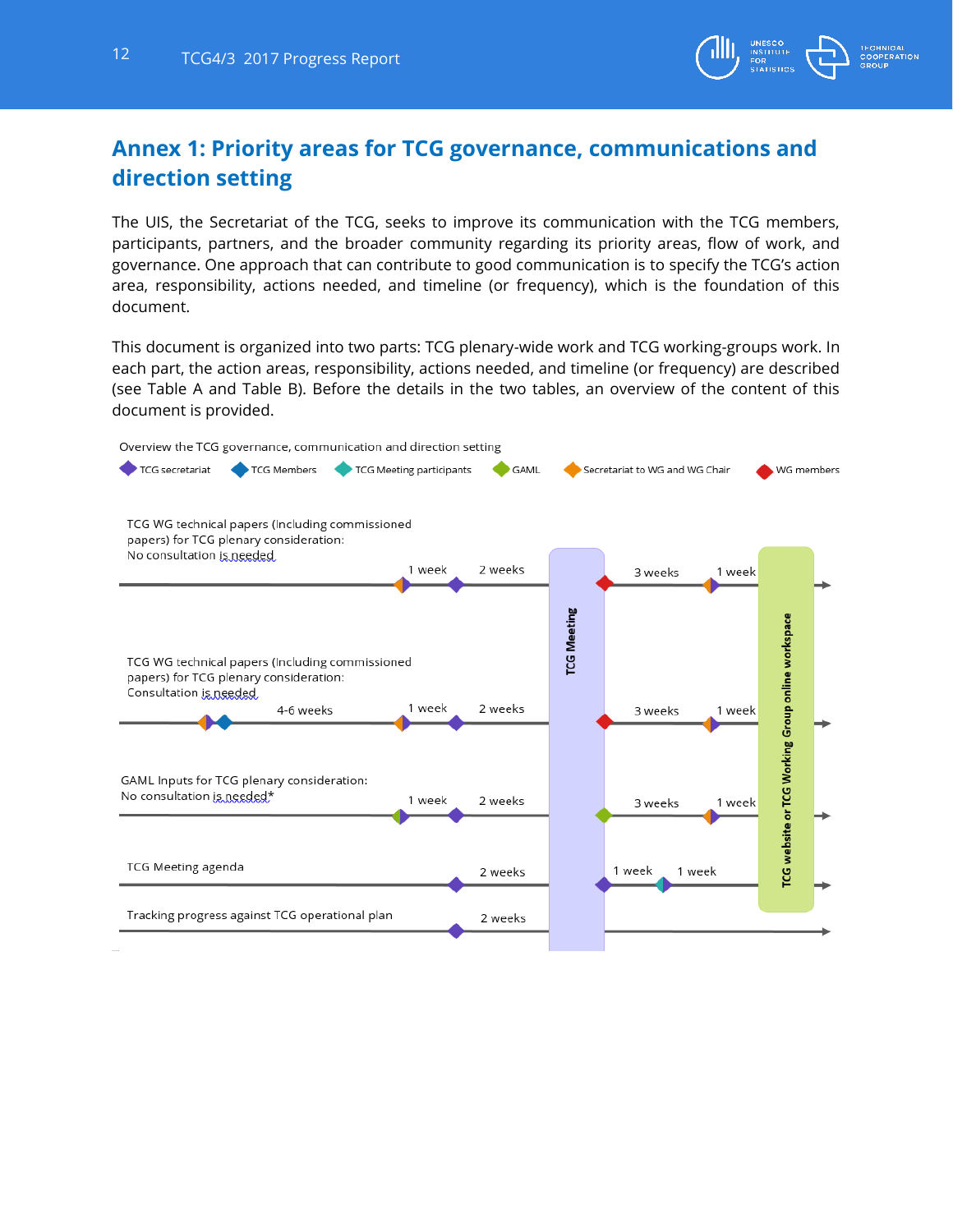# Annex 1: Priority areas for TCG governance, communications and direction setting

The UIS, the Secretariat of the TCG, seeks to improve its communication with the TCG members, participants, partners, and the broader community regarding its priority areas, flow of work, and governance. One approach that can contribute to good communication is to specify the TCG's action area, responsibility, actions needed, and timeline (or frequency), which is the foundation of this document.

This document is organized into two parts: TCG plenary-wide work and TCG working-groups work. In each part, the action areas, responsibility, actions needed, and timeline (or frequency) are described (see Table A and Table B). Before the details in the two tables, an overview of the content of this document is provided.

Overview the TCG governance, communication and direction setting

TCG secretariat | TCG Members | TCG Meeting participants | GAML | Secretariat to WG and WG Chair | WG members

TCG WG technical papers (Including commissioned papers) for TCG plenary consideration:
No consultation is needed

1 week | 2 weeks | TCG Meeting | 3 weeks | 1 week | TCG website or TCG Working Group online workspace

TCG WG technical papers (Including commissioned papers) for TCG plenary consideration:
Consultation is needed

4-6 weeks | 1 week | 2 weeks | 3 weeks | 1 week

GAML Inputs for TCG plenary consideration:
No consultation is needed*

1 week | 2 weeks | 3 weeks | 1 week

TCG Meeting agenda

2 weeks | 1 week | 1 week

Tracking progress against TCG operational plan

2 weeks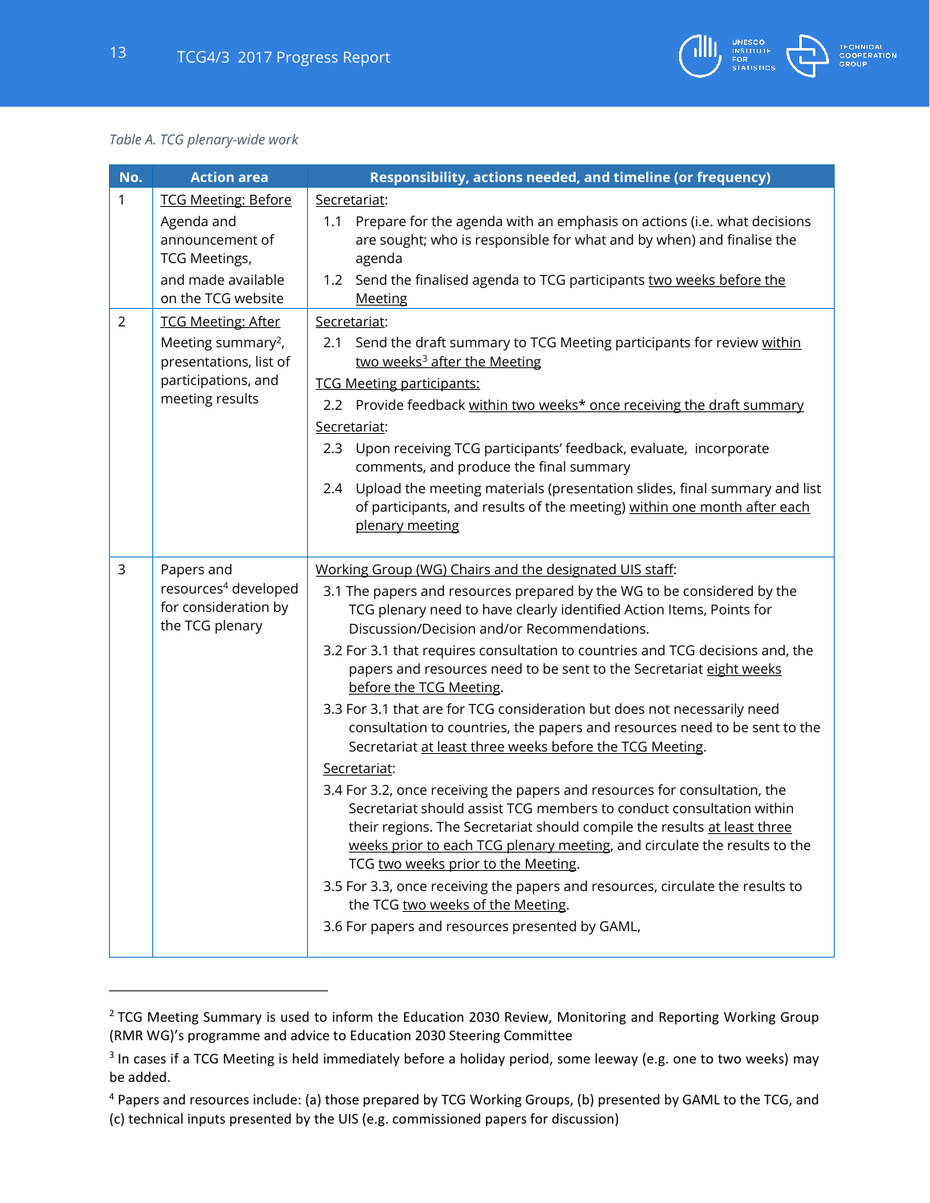*Table A. TCG plenary-wide work*

| No. | Action area | Responsibility, actions needed, and timeline (or frequency) |
|---|---|---|
| 1 | TCG Meeting: Before<br>Agenda and announcement of TCG Meetings,<br>and made available on the TCG website | Secretariat:<br>1.1 Prepare for the agenda with an emphasis on actions (i.e. what decisions are sought; who is responsible for what and by when) and finalise the agenda<br>1.2 Send the finalised agenda to TCG participants two weeks before the Meeting |
| 2 | TCG Meeting: After<br>Meeting summary[2], presentations, list of participations, and meeting results | Secretariat:<br>2.1 Send the draft summary to TCG Meeting participants for review within two weeks[3] after the Meeting<br>TCG Meeting participants:<br>2.2 Provide feedback within two weeks* once receiving the draft summary<br>Secretariat:<br>2.3 Upon receiving TCG participants' feedback, evaluate, incorporate comments, and produce the final summary<br>2.4 Upload the meeting materials (presentation slides, final summary and list of participants, and results of the meeting) within one month after each plenary meeting |
| 3 | Papers and resources[4] developed for consideration by the TCG plenary | Working Group (WG) Chairs and the designated UIS staff:<br>3.1 The papers and resources prepared by the WG to be considered by the TCG plenary need to have clearly identified Action Items, Points for Discussion/Decision and/or Recommendations.<br>3.2 For 3.1 that requires consultation to countries and TCG decisions and, the papers and resources need to be sent to the Secretariat eight weeks before the TCG Meeting.<br>3.3 For 3.1 that are for TCG consideration but does not necessarily need consultation to countries, the papers and resources need to be sent to the Secretariat at least three weeks before the TCG Meeting.<br>Secretariat:<br>3.4 For 3.2, once receiving the papers and resources for consultation, the Secretariat should assist TCG members to conduct consultation within their regions. The Secretariat should compile the results at least three weeks prior to each TCG plenary meeting, and circulate the results to the TCG two weeks prior to the Meeting.<br>3.5 For 3.3, once receiving the papers and resources, circulate the results to the TCG two weeks of the Meeting.<br>3.6 For papers and resources presented by GAML, |

---

[2] TCG Meeting Summary is used to inform the Education 2030 Review, Monitoring and Reporting Working Group (RMR WG)'s programme and advice to Education 2030 Steering Committee

[3] In cases if a TCG Meeting is held immediately before a holiday period, some leeway (e.g. one to two weeks) may be added.

[4] Papers and resources include: (a) those prepared by TCG Working Groups, (b) presented by GAML to the TCG, and (c) technical inputs presented by the UIS (e.g. commissioned papers for discussion)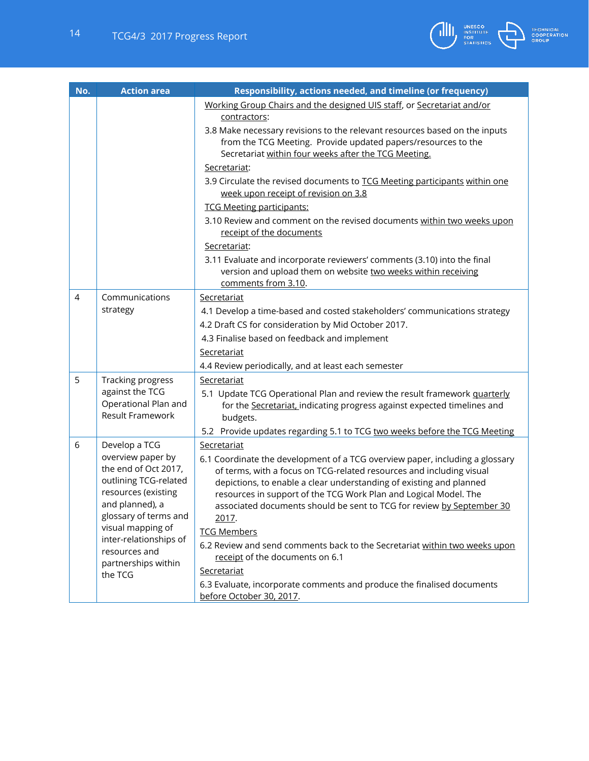| No. | Action area | Responsibility, actions needed, and timeline (or frequency) |
|---|---|---|
| | | Working Group Chairs and the designed UIS staff, or Secretariat and/or contractors:<br>3.8 Make necessary revisions to the relevant resources based on the inputs from the TCG Meeting. Provide updated papers/resources to the Secretariat within four weeks after the TCG Meeting.<br>Secretariat:<br>3.9 Circulate the revised documents to TCG Meeting participants within one week upon receipt of revision on 3.8<br>TCG Meeting participants:<br>3.10 Review and comment on the revised documents within two weeks upon receipt of the documents<br>Secretariat:<br>3.11 Evaluate and incorporate reviewers' comments (3.10) into the final version and upload them on website two weeks within receiving comments from 3.10. |
| 4 | Communications strategy | Secretariat<br>4.1 Develop a time-based and costed stakeholders' communications strategy<br>4.2 Draft CS for consideration by Mid October 2017.<br>4.3 Finalise based on feedback and implement<br>Secretariat<br>4.4 Review periodically, and at least each semester |
| 5 | Tracking progress against the TCG Operational Plan and Result Framework | Secretariat<br>5.1 Update TCG Operational Plan and review the result framework quarterly for the Secretariat, indicating progress against expected timelines and budgets.<br>5.2 Provide updates regarding 5.1 to TCG two weeks before the TCG Meeting |
| 6 | Develop a TCG overview paper by the end of Oct 2017, outlining TCG-related resources (existing and planned), a glossary of terms and visual mapping of inter-relationships of resources and partnerships within the TCG | Secretariat<br>6.1 Coordinate the development of a TCG overview paper, including a glossary of terms, with a focus on TCG-related resources and including visual depictions, to enable a clear understanding of existing and planned resources in support of the TCG Work Plan and Logical Model. The associated documents should be sent to TCG for review by September 30 2017.<br>TCG Members<br>6.2 Review and send comments back to the Secretariat within two weeks upon receipt of the documents on 6.1<br>Secretariat<br>6.3 Evaluate, incorporate comments and produce the finalised documents before October 30, 2017. |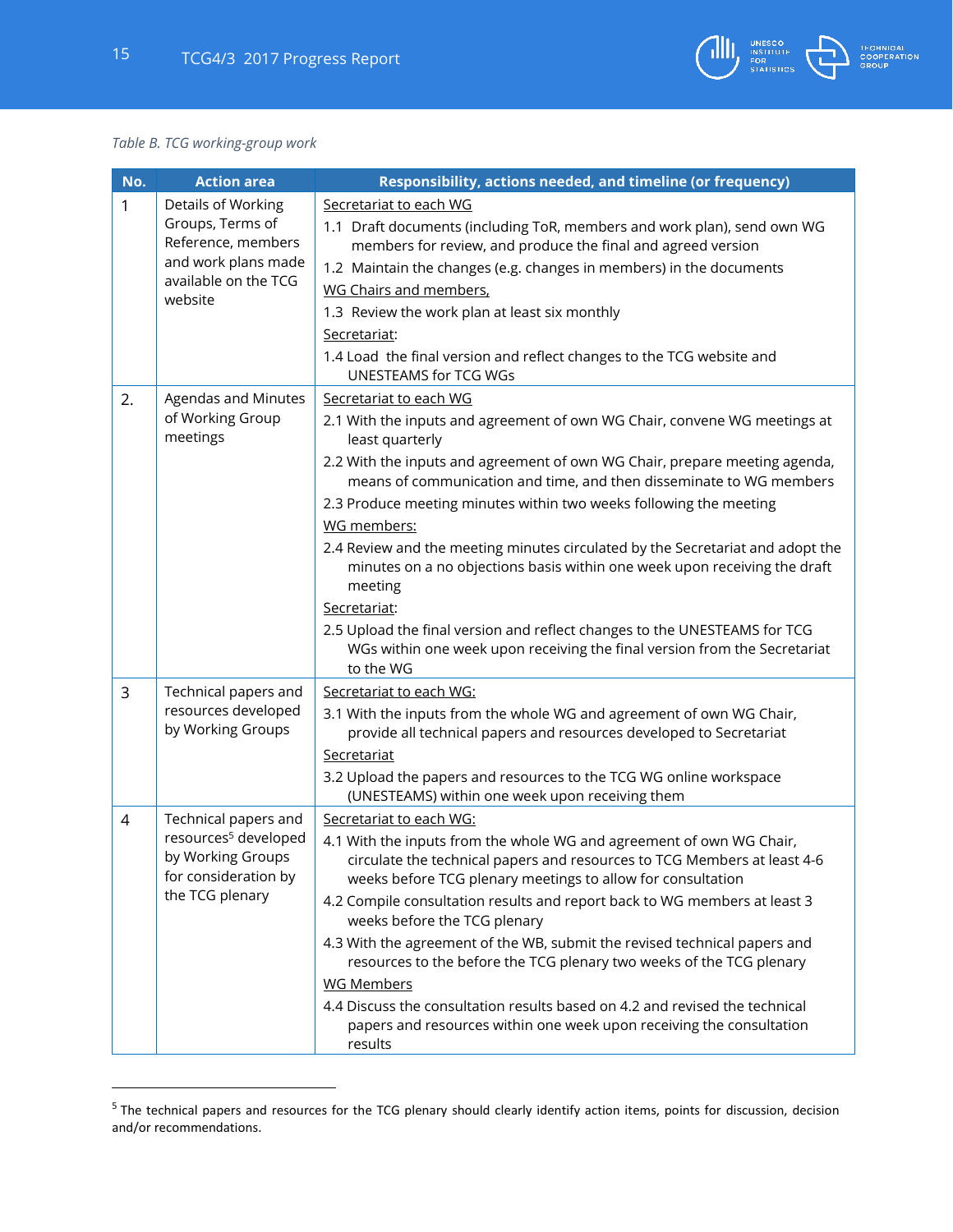*Table B. TCG working-group work*

| No. | Action area | Responsibility, actions needed, and timeline (or frequency) |
|---|---|---|
| 1 | Details of Working Groups, Terms of Reference, members and work plans made available on the TCG website | Secretariat to each WG<br>1.1 Draft documents (including ToR, members and work plan), send own WG members for review, and produce the final and agreed version<br>1.2 Maintain the changes (e.g. changes in members) in the documents<br>WG Chairs and members,<br>1.3 Review the work plan at least six monthly<br>Secretariat:<br>1.4 Load the final version and reflect changes to the TCG website and UNESTEAMS for TCG WGs |
| 2. | Agendas and Minutes of Working Group meetings | Secretariat to each WG<br>2.1 With the inputs and agreement of own WG Chair, convene WG meetings at least quarterly<br>2.2 With the inputs and agreement of own WG Chair, prepare meeting agenda, means of communication and time, and then disseminate to WG members<br>2.3 Produce meeting minutes within two weeks following the meeting<br>WG members:<br>2.4 Review and the meeting minutes circulated by the Secretariat and adopt the minutes on a no objections basis within one week upon receiving the draft meeting<br>Secretariat:<br>2.5 Upload the final version and reflect changes to the UNESTEAMS for TCG WGs within one week upon receiving the final version from the Secretariat to the WG |
| 3 | Technical papers and resources developed by Working Groups | Secretariat to each WG:<br>3.1 With the inputs from the whole WG and agreement of own WG Chair, provide all technical papers and resources developed to Secretariat<br>Secretariat<br>3.2 Upload the papers and resources to the TCG WG online workspace (UNESTEAMS) within one week upon receiving them |
| 4 | Technical papers and resources[5] developed by Working Groups for consideration by the TCG plenary | Secretariat to each WG:<br>4.1 With the inputs from the whole WG and agreement of own WG Chair, circulate the technical papers and resources to TCG Members at least 4-6 weeks before TCG plenary meetings to allow for consultation<br>4.2 Compile consultation results and report back to WG members at least 3 weeks before the TCG plenary<br>4.3 With the agreement of the WB, submit the revised technical papers and resources to the before the TCG plenary two weeks of the TCG plenary<br>WG Members<br>4.4 Discuss the consultation results based on 4.2 and revised the technical papers and resources within one week upon receiving the consultation results |

[5] The technical papers and resources for the TCG plenary should clearly identify action items, points for discussion, decision and/or recommendations.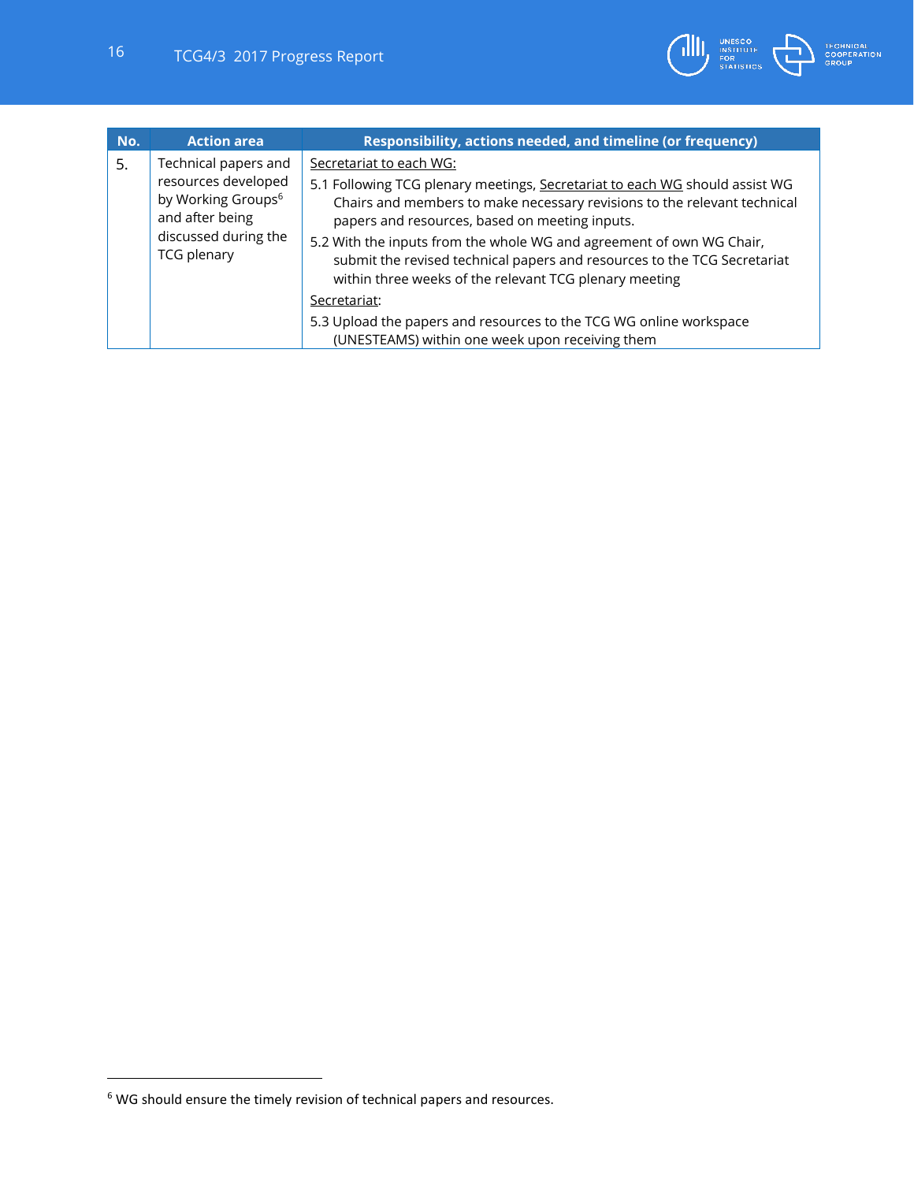| No. | Action area | Responsibility, actions needed, and timeline (or frequency) |
|---|---|---|
| 5. | Technical papers and resources developed by Working Groups[6] and after being discussed during the TCG plenary | <u>Secretariat to each WG:</u><br>5.1 Following TCG plenary meetings, <u>Secretariat to each WG</u> should assist WG Chairs and members to make necessary revisions to the relevant technical papers and resources, based on meeting inputs.<br>5.2 With the inputs from the whole WG and agreement of own WG Chair, submit the revised technical papers and resources to the TCG Secretariat within three weeks of the relevant TCG plenary meeting<br><u>Secretariat</u>:<br>5.3 Upload the papers and resources to the TCG WG online workspace (UNESTEAMS) within one week upon receiving them |

[6] WG should ensure the timely revision of technical papers and resources.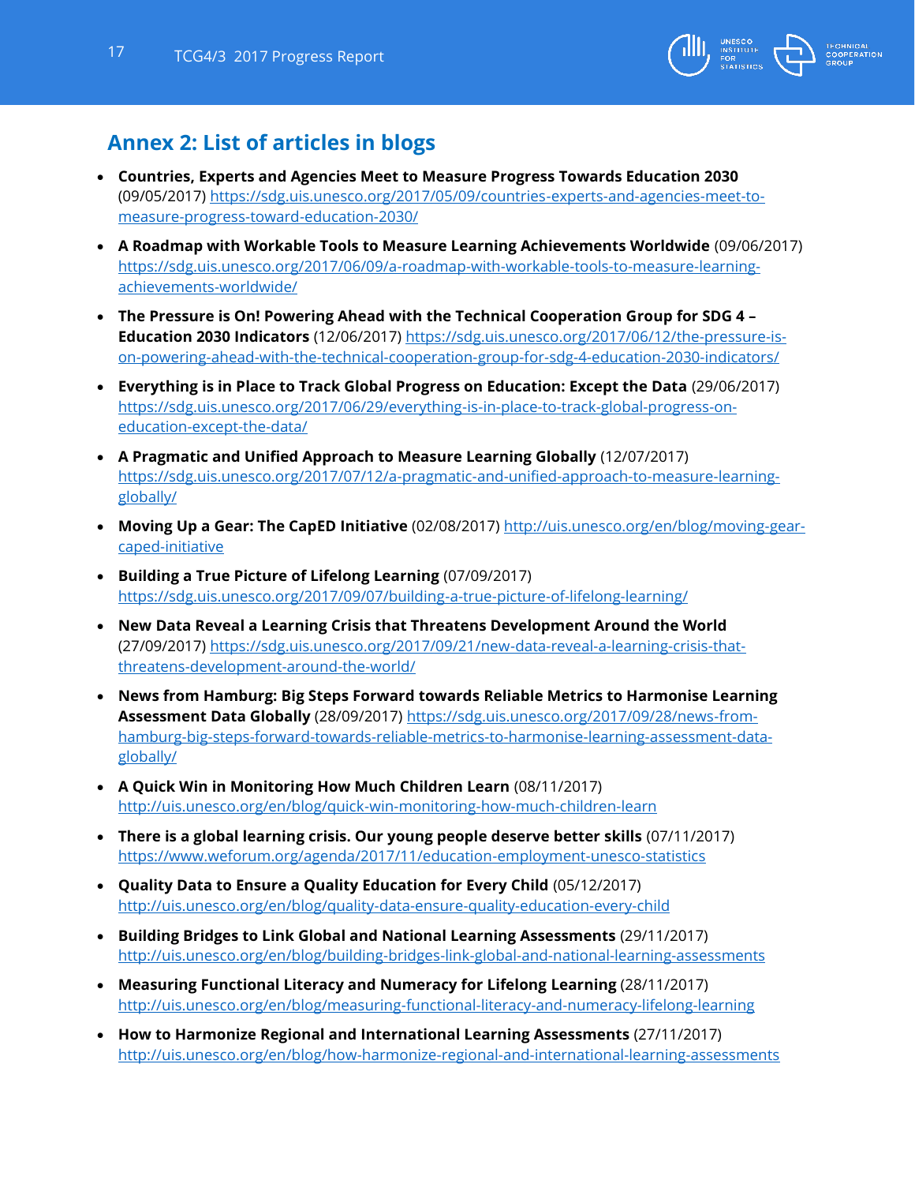## Annex 2: List of articles in blogs

- **Countries, Experts and Agencies Meet to Measure Progress Towards Education 2030** (09/05/2017) https://sdg.uis.unesco.org/2017/05/09/countries-experts-and-agencies-meet-to-measure-progress-toward-education-2030/
- **A Roadmap with Workable Tools to Measure Learning Achievements Worldwide** (09/06/2017) https://sdg.uis.unesco.org/2017/06/09/a-roadmap-with-workable-tools-to-measure-learning-achievements-worldwide/
- **The Pressure is On! Powering Ahead with the Technical Cooperation Group for SDG 4 – Education 2030 Indicators** (12/06/2017) https://sdg.uis.unesco.org/2017/06/12/the-pressure-is-on-powering-ahead-with-the-technical-cooperation-group-for-sdg-4-education-2030-indicators/
- **Everything is in Place to Track Global Progress on Education: Except the Data** (29/06/2017) https://sdg.uis.unesco.org/2017/06/29/everything-is-in-place-to-track-global-progress-on-education-except-the-data/
- **A Pragmatic and Unified Approach to Measure Learning Globally** (12/07/2017) https://sdg.uis.unesco.org/2017/07/12/a-pragmatic-and-unified-approach-to-measure-learning-globally/
- **Moving Up a Gear: The CapED Initiative** (02/08/2017) http://uis.unesco.org/en/blog/moving-gear-caped-initiative
- **Building a True Picture of Lifelong Learning** (07/09/2017) https://sdg.uis.unesco.org/2017/09/07/building-a-true-picture-of-lifelong-learning/
- **New Data Reveal a Learning Crisis that Threatens Development Around the World** (27/09/2017) https://sdg.uis.unesco.org/2017/09/21/new-data-reveal-a-learning-crisis-that-threatens-development-around-the-world/
- **News from Hamburg: Big Steps Forward towards Reliable Metrics to Harmonise Learning Assessment Data Globally** (28/09/2017) https://sdg.uis.unesco.org/2017/09/28/news-from-hamburg-big-steps-forward-towards-reliable-metrics-to-harmonise-learning-assessment-data-globally/
- **A Quick Win in Monitoring How Much Children Learn** (08/11/2017) http://uis.unesco.org/en/blog/quick-win-monitoring-how-much-children-learn
- **There is a global learning crisis. Our young people deserve better skills** (07/11/2017) https://www.weforum.org/agenda/2017/11/education-employment-unesco-statistics
- **Quality Data to Ensure a Quality Education for Every Child** (05/12/2017) http://uis.unesco.org/en/blog/quality-data-ensure-quality-education-every-child
- **Building Bridges to Link Global and National Learning Assessments** (29/11/2017) http://uis.unesco.org/en/blog/building-bridges-link-global-and-national-learning-assessments
- **Measuring Functional Literacy and Numeracy for Lifelong Learning** (28/11/2017) http://uis.unesco.org/en/blog/measuring-functional-literacy-and-numeracy-lifelong-learning
- **How to Harmonize Regional and International Learning Assessments** (27/11/2017) http://uis.unesco.org/en/blog/how-harmonize-regional-and-international-learning-assessments